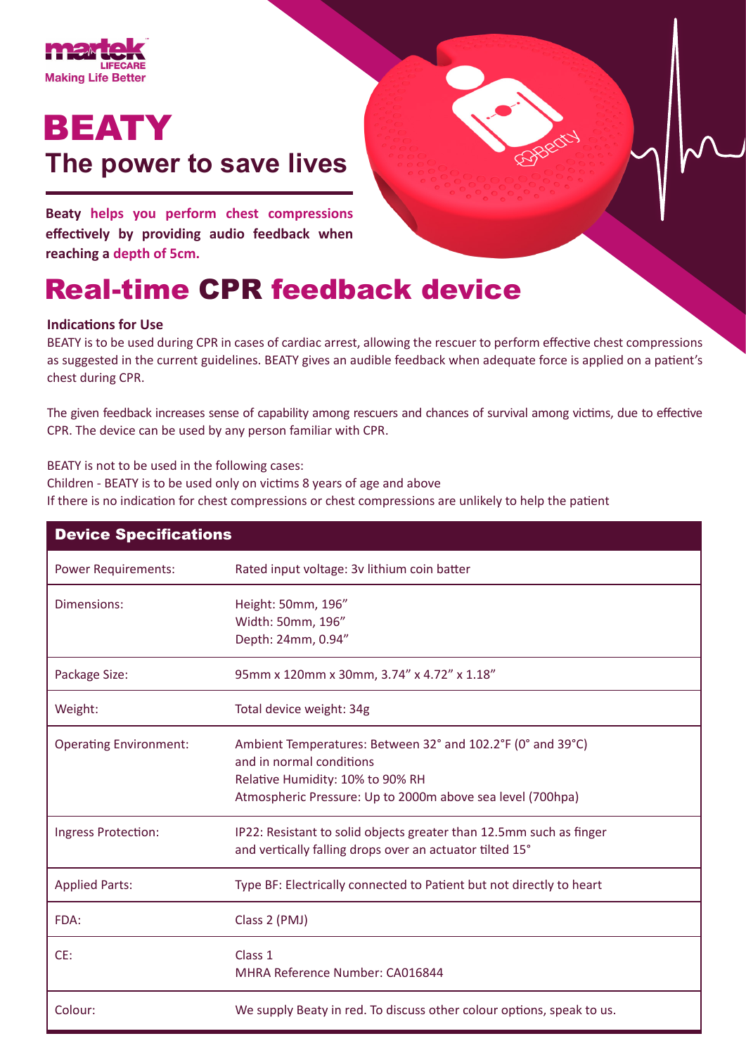martek LIFECARE
Making Life Better

# BEATY

## The power to save lives

**Beaty helps you perform chest compressions effectively by providing audio feedback when reaching a depth of 5cm.**

# Real-time CPR feedback device

**Indications for Use**

BEATY is to be used during CPR in cases of cardiac arrest, allowing the rescuer to perform effective chest compressions as suggested in the current guidelines. BEATY gives an audible feedback when adequate force is applied on a patient's chest during CPR.

The given feedback increases sense of capability among rescuers and chances of survival among victims, due to effective CPR. The device can be used by any person familiar with CPR.

BEATY is not to be used in the following cases:
Children - BEATY is to be used only on victims 8 years of age and above
If there is no indication for chest compressions or chest compressions are unlikely to help the patient

| Device Specifications | |
|---|---|
| Power Requirements: | Rated input voltage: 3v lithium coin batter |
| Dimensions: | Height: 50mm, 196"<br>Width: 50mm, 196"<br>Depth: 24mm, 0.94" |
| Package Size: | 95mm x 120mm x 30mm, 3.74" x 4.72" x 1.18" |
| Weight: | Total device weight: 34g |
| Operating Environment: | Ambient Temperatures: Between 32° and 102.2°F (0° and 39°C) and in normal conditions<br>Relative Humidity: 10% to 90% RH<br>Atmospheric Pressure: Up to 2000m above sea level (700hpa) |
| Ingress Protection: | IP22: Resistant to solid objects greater than 12.5mm such as finger and vertically falling drops over an actuator tilted 15° |
| Applied Parts: | Type BF: Electrically connected to Patient but not directly to heart |
| FDA: | Class 2 (PMJ) |
| CE: | Class 1<br>MHRA Reference Number: CA016844 |
| Colour: | We supply Beaty in red. To discuss other colour options, speak to us. |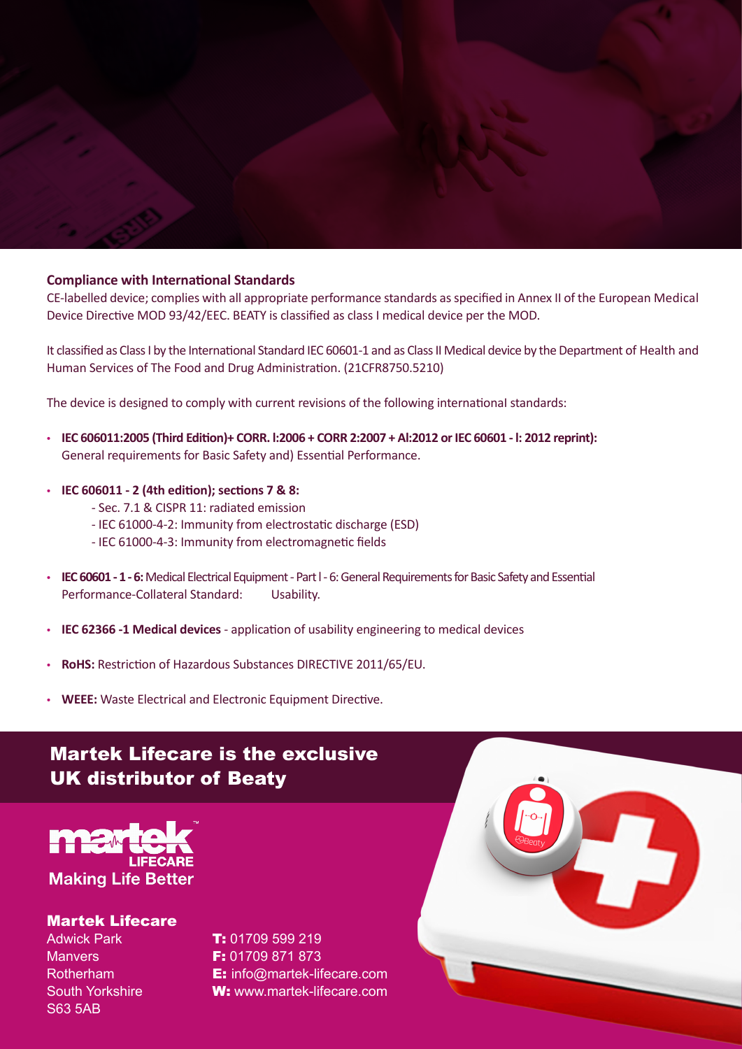## Compliance with International Standards

CE-labelled device; complies with all appropriate performance standards as specified in Annex II of the European Medical Device Directive MOD 93/42/EEC. BEATY is classified as class I medical device per the MOD.

It classified as Class I by the International Standard IEC 60601-1 and as Class II Medical device by the Department of Health and Human Services of The Food and Drug Administration. (21CFR8750.5210)

The device is designed to comply with current revisions of the following international standards:

- **IEC 606011:2005 (Third Edition)+ CORR. l:2006 + CORR 2:2007 + Al:2012 or IEC 60601 - l: 2012 reprint):** General requirements for Basic Safety and) Essential Performance.
- **IEC 606011 - 2 (4th edition); sections 7 & 8:**
  - Sec. 7.1 & CISPR 11: radiated emission
  - IEC 61000-4-2: Immunity from electrostatic discharge (ESD)
  - IEC 61000-4-3: Immunity from electromagnetic fields
- **IEC 60601 - 1 - 6:** Medical Electrical Equipment - Part l - 6: General Requirements for Basic Safety and Essential Performance-Collateral Standard: Usability.
- **IEC 62366 -1 Medical devices** - application of usability engineering to medical devices
- **RoHS:** Restriction of Hazardous Substances DIRECTIVE 2011/65/EU.
- **WEEE:** Waste Electrical and Electronic Equipment Directive.

## Martek Lifecare is the exclusive UK distributor of Beaty

martek LIFECARE™
Making Life Better

### Martek Lifecare

Adwick Park
Manvers
Rotherham
South Yorkshire
S63 5AB

**T:** 01709 599 219
**F:** 01709 871 873
**E:** info@martek-lifecare.com
**W:** www.martek-lifecare.com